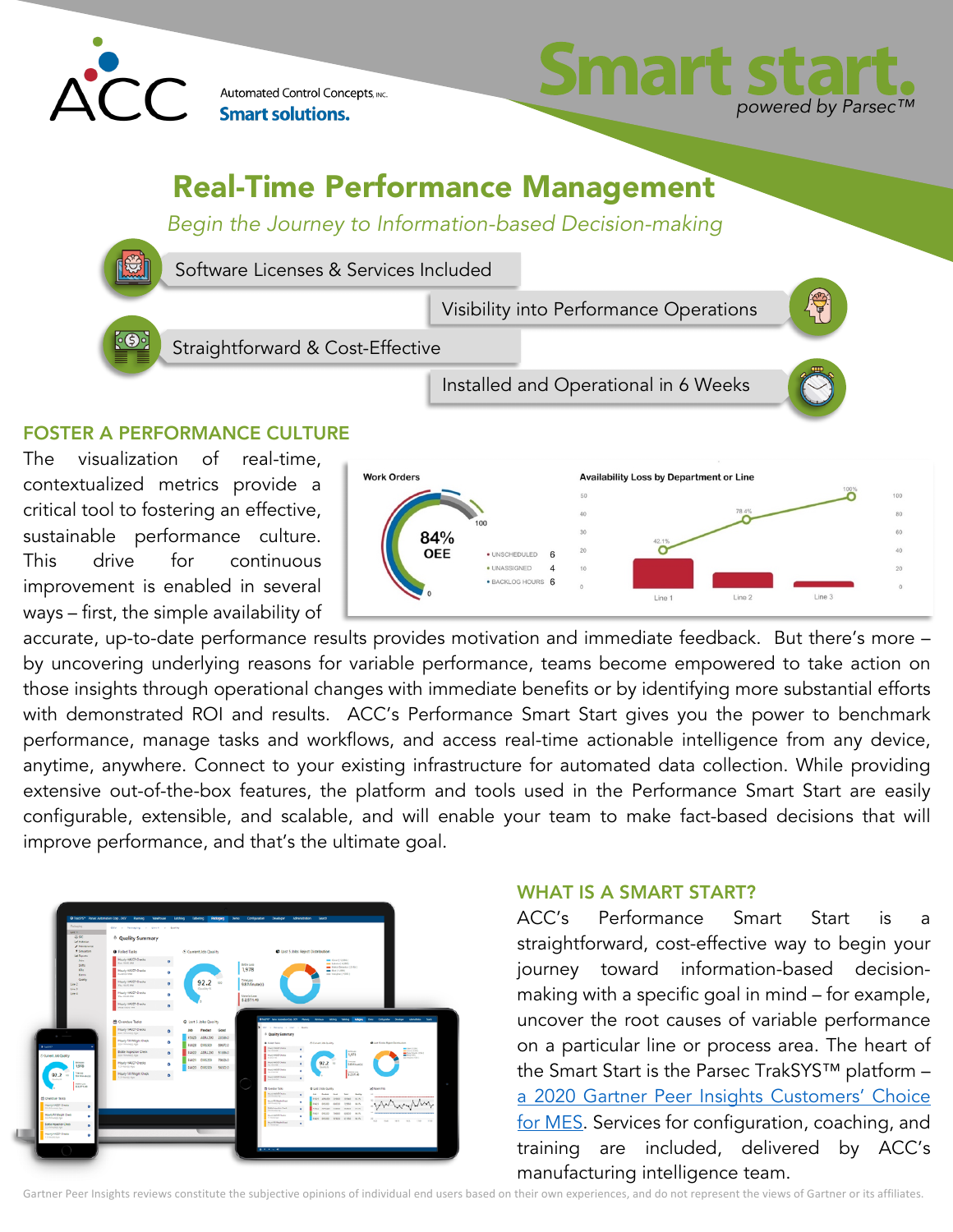ACC

Automated Control Concepts, INC.
**Smart solutions.**

# Smart start.

*powered by Parsec™*

## Real-Time Performance Management

*Begin the Journey to Information-based Decision-making*

- Software Licenses & Services Included
- Visibility into Performance Operations
- Straightforward & Cost-Effective
- Installed and Operational in 6 Weeks

### FOSTER A PERFORMANCE CULTURE

The visualization of real-time, contextualized metrics provide a critical tool to fostering an effective, sustainable performance culture. This drive for continuous improvement is enabled in several ways – first, the simple availability of accurate, up-to-date performance results provides motivation and immediate feedback. But there's more – by uncovering underlying reasons for variable performance, teams become empowered to take action on those insights through operational changes with immediate benefits or by identifying more substantial efforts with demonstrated ROI and results. ACC's Performance Smart Start gives you the power to benchmark performance, manage tasks and workflows, and access real-time actionable intelligence from any device, anytime, anywhere. Connect to your existing infrastructure for automated data collection. While providing extensive out-of-the-box features, the platform and tools used in the Performance Smart Start are easily configurable, extensible, and scalable, and will enable your team to make fact-based decisions that will improve performance, and that's the ultimate goal.

### WHAT IS A SMART START?

ACC's Performance Smart Start is a straightforward, cost-effective way to begin your journey toward information-based decision-making with a specific goal in mind – for example, uncover the root causes of variable performance on a particular line or process area. The heart of the Smart Start is the Parsec TrakSYS™ platform – a 2020 Gartner Peer Insights Customers' Choice for MES. Services for configuration, coaching, and training are included, delivered by ACC's manufacturing intelligence team.

Gartner Peer Insights reviews constitute the subjective opinions of individual end users based on their own experiences, and do not represent the views of Gartner or its affiliates.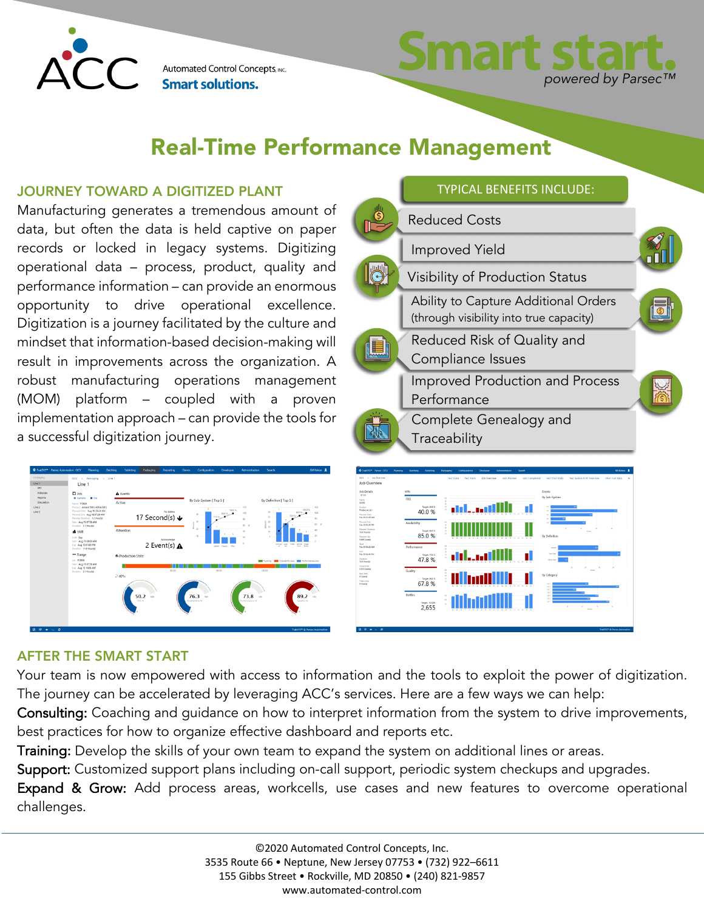ACC Automated Control Concepts, INC.
**Smart solutions.**

**Smart start.**
*powered by Parsec™*

# Real-Time Performance Management

## JOURNEY TOWARD A DIGITIZED PLANT

Manufacturing generates a tremendous amount of data, but often the data is held captive on paper records or locked in legacy systems. Digitizing operational data – process, product, quality and performance information – can provide an enormous opportunity to drive operational excellence. Digitization is a journey facilitated by the culture and mindset that information-based decision-making will result in improvements across the organization. A robust manufacturing operations management (MOM) platform – coupled with a proven implementation approach – can provide the tools for a successful digitization journey.

## TYPICAL BENEFITS INCLUDE:

- Reduced Costs
- Improved Yield
- Visibility of Production Status
- Ability to Capture Additional Orders (through visibility into true capacity)
- Reduced Risk of Quality and Compliance Issues
- Improved Production and Process Performance
- Complete Genealogy and Traceability

## AFTER THE SMART START

Your team is now empowered with access to information and the tools to exploit the power of digitization. The journey can be accelerated by leveraging ACC's services. Here are a few ways we can help:

Consulting: Coaching and guidance on how to interpret information from the system to drive improvements, best practices for how to organize effective dashboard and reports etc.

Training: Develop the skills of your own team to expand the system on additional lines or areas.

Support: Customized support plans including on-call support, periodic system checkups and upgrades.

Expand & Grow: Add process areas, workcells, use cases and new features to overcome operational challenges.

©2020 Automated Control Concepts, Inc.
3535 Route 66 • Neptune, New Jersey 07753 • (732) 922–6611
155 Gibbs Street • Rockville, MD 20850 • (240) 821-9857
www.automated-control.com